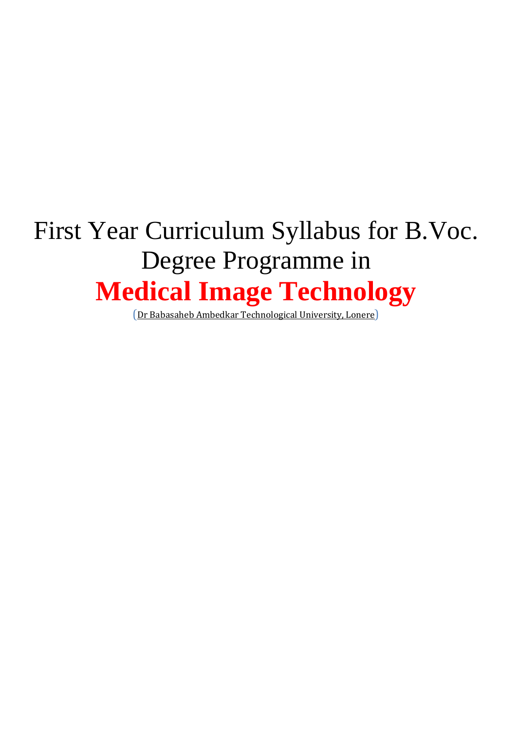# First Year Curriculum Syllabus for B.Voc. Degree Programme in

# **Medical Image Technology**

(Dr Babasaheb Ambedkar Technological University, Lonere)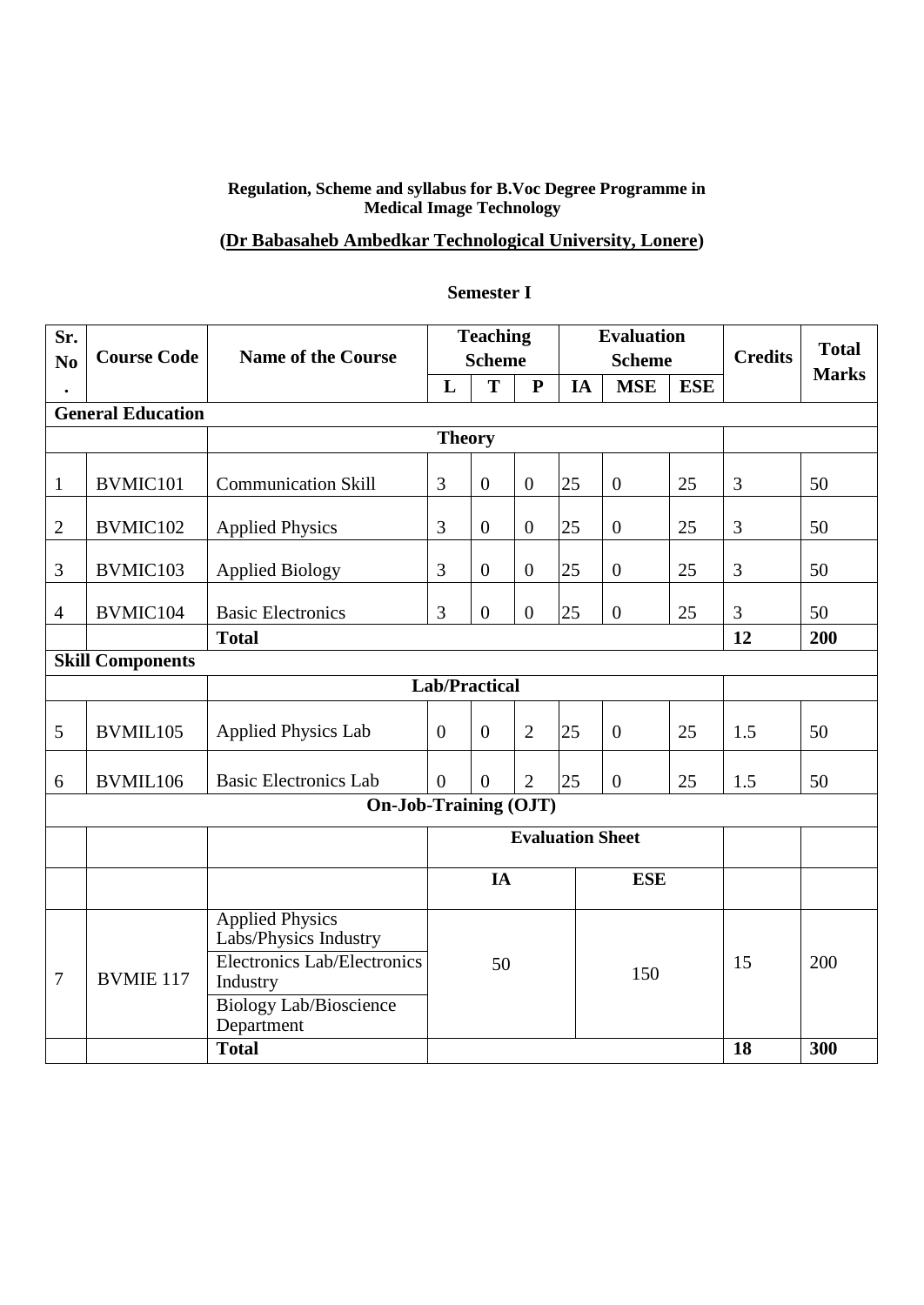**Regulation, Scheme and syllabus for B.Voc Degree Programme in Medical Image Technology**

**(Dr Babasaheb Ambedkar Technological University, Lonere)**

## Semester I

| Sr. No. | Course Code | Name of the Course | Teaching Scheme | | | Evaluation Scheme | | | Credits | Total Marks |
|---|---|---|---|---|---|---|---|---|---|---|
| | | | L | T | P | IA | MSE | ESE | | |
| **General Education** | | | | | | | | | | |
| | | **Theory** | | | | | | | | |
| 1 | BVMIC101 | Communication Skill | 3 | 0 | 0 | 25 | 0 | 25 | 3 | 50 |
| 2 | BVMIC102 | Applied Physics | 3 | 0 | 0 | 25 | 0 | 25 | 3 | 50 |
| 3 | BVMIC103 | Applied Biology | 3 | 0 | 0 | 25 | 0 | 25 | 3 | 50 |
| 4 | BVMIC104 | Basic Electronics | 3 | 0 | 0 | 25 | 0 | 25 | 3 | 50 |
| | | **Total** | | | | | | | **12** | **200** |
| **Skill Components** | | | | | | | | | | |
| | | **Lab/Practical** | | | | | | | | |
| 5 | BVMIL105 | Applied Physics Lab | 0 | 0 | 2 | 25 | 0 | 25 | 1.5 | 50 |
| 6 | BVMIL106 | Basic Electronics Lab | 0 | 0 | 2 | 25 | 0 | 25 | 1.5 | 50 |
| **On-Job-Training (OJT)** | | | | | | | | | | |
| | | | **Evaluation Sheet** | | | | | | | |
| | | | **IA** | | | **ESE** | | | | |
| 7 | BVMIE 117 | Applied Physics Labs/Physics Industry; Electronics Lab/Electronics Industry; Biology Lab/Bioscience Department | 50 | | | 150 | | | 15 | 200 |
| | | **Total** | | | | | | | **18** | **300** |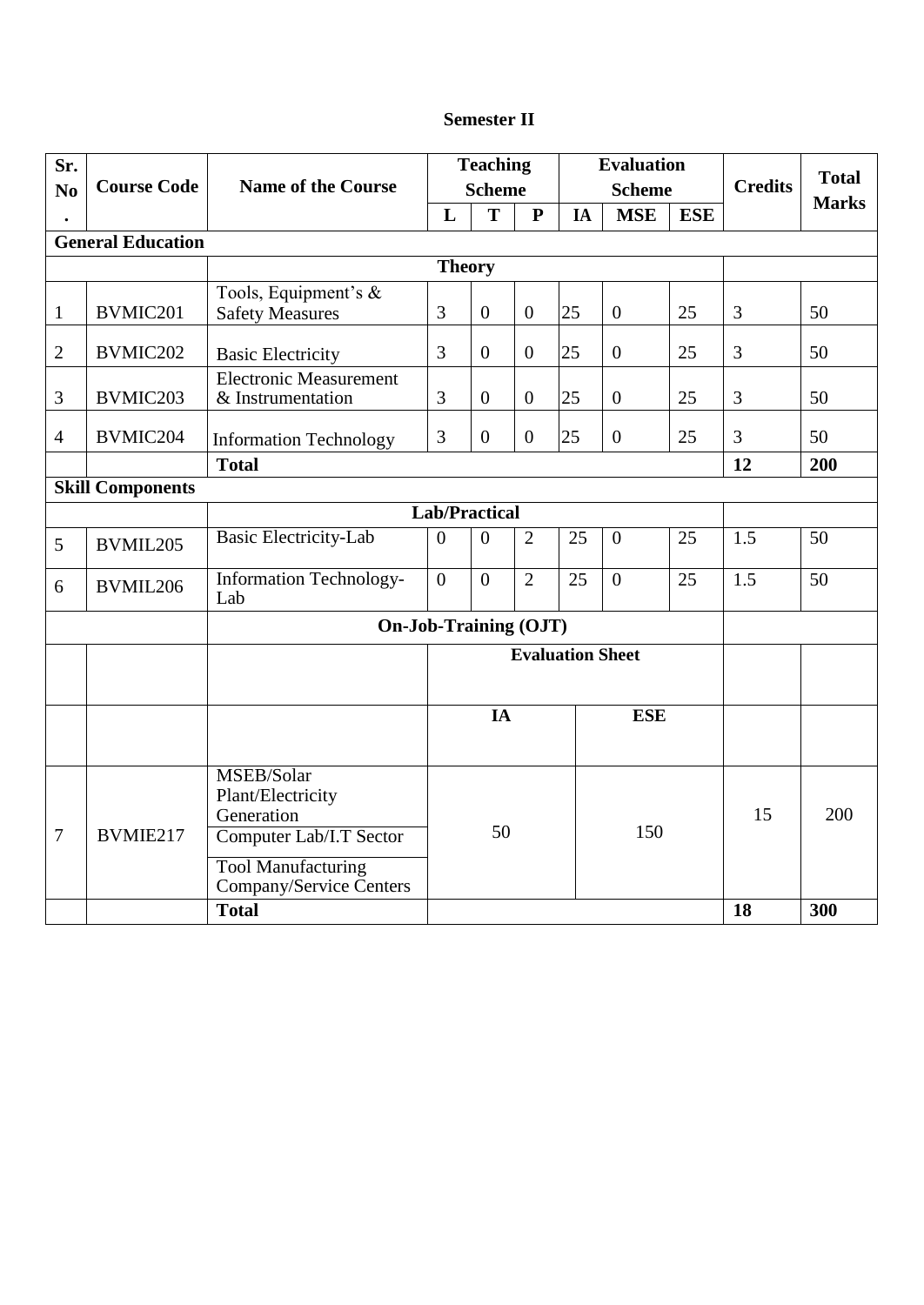## Semester II

| Sr. No. | Course Code | Name of the Course | Teaching Scheme | | | Evaluation Scheme | | | Credits | Total Marks |
|---|---|---|---|---|---|---|---|---|---|---|
| | | | L | T | P | IA | MSE | ESE | | |
| **General Education** | | | | | | | | | | |
| | | | **Theory** | | | | | | | |
| 1 | BVMIC201 | Tools, Equipment's & Safety Measures | 3 | 0 | 0 | 25 | 0 | 25 | 3 | 50 |
| 2 | BVMIC202 | Basic Electricity | 3 | 0 | 0 | 25 | 0 | 25 | 3 | 50 |
| 3 | BVMIC203 | Electronic Measurement & Instrumentation | 3 | 0 | 0 | 25 | 0 | 25 | 3 | 50 |
| 4 | BVMIC204 | Information Technology | 3 | 0 | 0 | 25 | 0 | 25 | 3 | 50 |
| | | **Total** | | | | | | | **12** | **200** |
| **Skill Components** | | | | | | | | | | |
| | | | **Lab/Practical** | | | | | | | |
| 5 | BVMIL205 | Basic Electricity-Lab | 0 | 0 | 2 | 25 | 0 | 25 | 1.5 | 50 |
| 6 | BVMIL206 | Information Technology-Lab | 0 | 0 | 2 | 25 | 0 | 25 | 1.5 | 50 |
| | | **On-Job-Training (OJT)** | | | | | | | | |
| | | | **Evaluation Sheet** | | | | | | | |
| | | | **IA** | | | | **ESE** | | | |
| 7 | BVMIE217 | MSEB/Solar Plant/Electricity Generation<br>Computer Lab/I.T Sector<br>Tool Manufacturing Company/Service Centers | 50 | | | | 150 | | 15 | 200 |
| | | **Total** | | | | | | | **18** | **300** |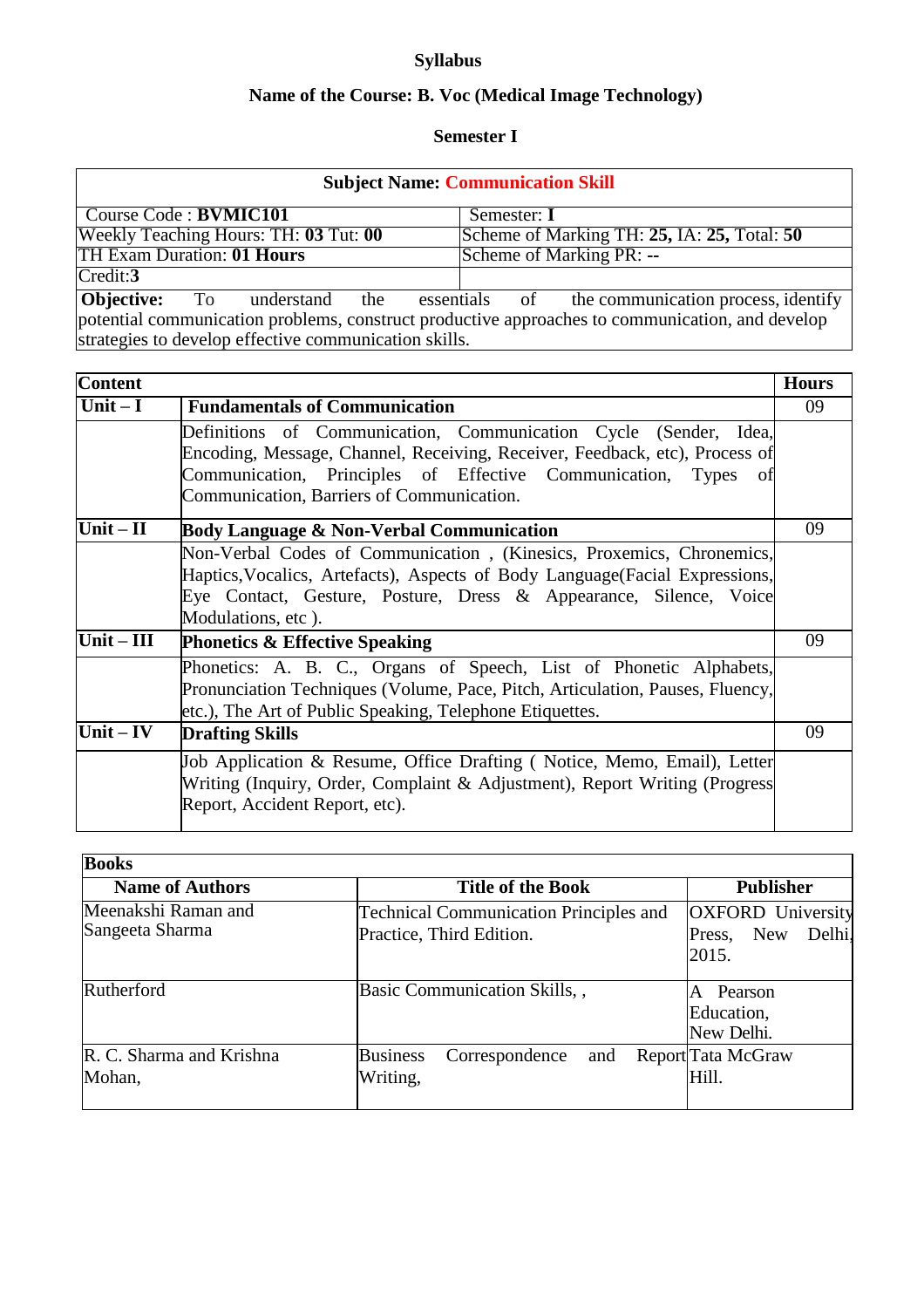**Syllabus**

**Name of the Course: B. Voc (Medical Image Technology)**

**Semester I**

| **Subject Name: Communication Skill** | |
|---|---|
| Course Code : **BVMIC101** | Semester: **I** |
| Weekly Teaching Hours: TH: **03** Tut: **00** | Scheme of Marking TH: **25,** IA: **25,** Total: **50** |
| TH Exam Duration: **01 Hours** | Scheme of Marking PR: **--** |
| Credit:**3** | |
| **Objective:** To understand the essentials of the communication process, identify potential communication problems, construct productive approaches to communication, and develop strategies to develop effective communication skills. | |

| **Content** | | **Hours** |
|---|---|---|
| **Unit – I** | **Fundamentals of Communication** | 09 |
| | Definitions of Communication, Communication Cycle (Sender, Idea, Encoding, Message, Channel, Receiving, Receiver, Feedback, etc), Process of Communication, Principles of Effective Communication, Types of Communication, Barriers of Communication. | |
| **Unit – II** | **Body Language & Non-Verbal Communication** | 09 |
| | Non-Verbal Codes of Communication , (Kinesics, Proxemics, Chronemics, Haptics,Vocalics, Artefacts), Aspects of Body Language(Facial Expressions, Eye Contact, Gesture, Posture, Dress & Appearance, Silence, Voice Modulations, etc ). | |
| **Unit – III** | **Phonetics & Effective Speaking** | 09 |
| | Phonetics: A. B. C., Organs of Speech, List of Phonetic Alphabets, Pronunciation Techniques (Volume, Pace, Pitch, Articulation, Pauses, Fluency, etc.), The Art of Public Speaking, Telephone Etiquettes. | |
| **Unit – IV** | **Drafting Skills** | 09 |
| | Job Application & Resume, Office Drafting ( Notice, Memo, Email), Letter Writing (Inquiry, Order, Complaint & Adjustment), Report Writing (Progress Report, Accident Report, etc). | |

| **Books** | | |
|---|---|---|
| **Name of Authors** | **Title of the Book** | **Publisher** |
| Meenakshi Raman and Sangeeta Sharma | Technical Communication Principles and Practice, Third Edition. | OXFORD University Press, New Delhi, 2015. |
| Rutherford | Basic Communication Skills, , | A Pearson Education, New Delhi. |
| R. C. Sharma and Krishna Mohan, | Business Correspondence and Report Writing, | Tata McGraw Hill. |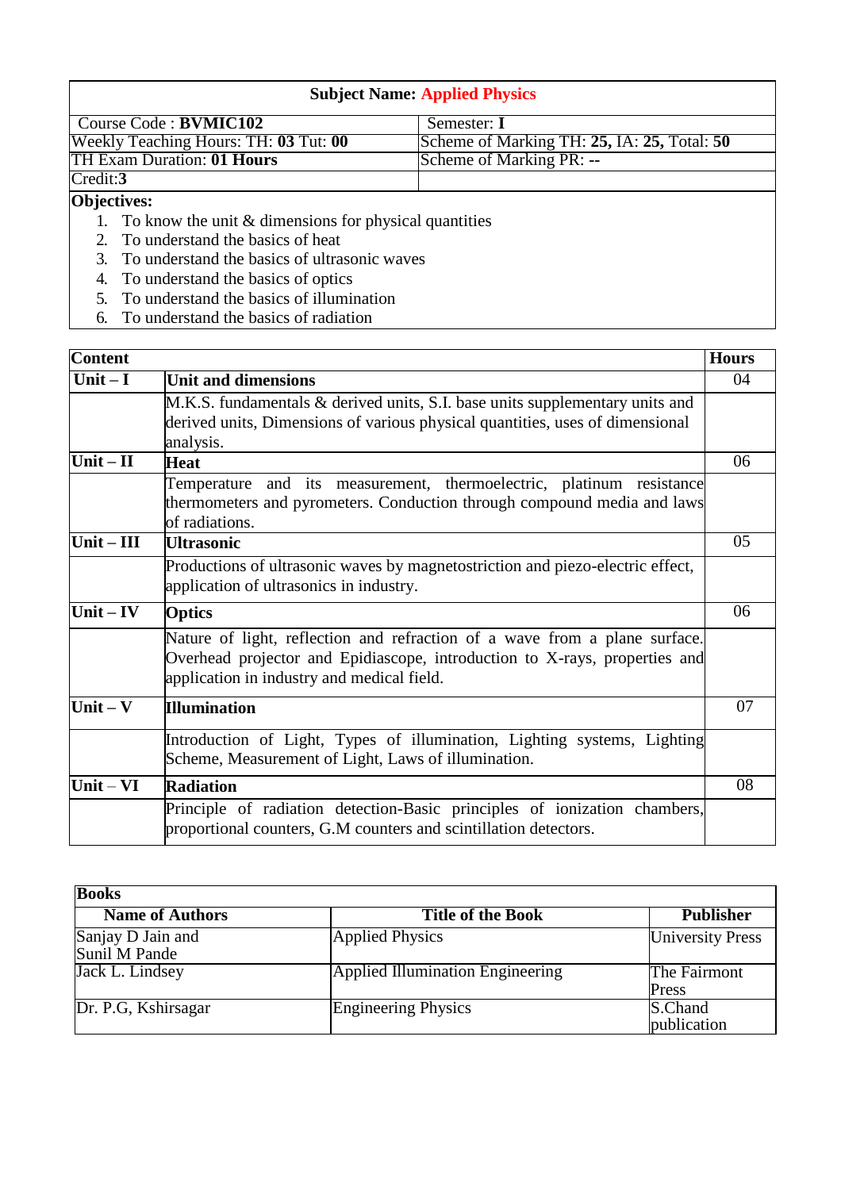| **Subject Name: Applied Physics** | |
|---|---|
| Course Code : **BVMIC102** | Semester: **I** |
| Weekly Teaching Hours: TH: **03** Tut: **00** | Scheme of Marking TH: **25,** IA: **25,** Total: **50** |
| TH Exam Duration: **01 Hours** | Scheme of Marking PR: **--** |
| Credit:**3** | |

**Objectives:**

1. To know the unit & dimensions for physical quantities
2. To understand the basics of heat
3. To understand the basics of ultrasonic waves
4. To understand the basics of optics
5. To understand the basics of illumination
6. To understand the basics of radiation

| **Content** | | **Hours** |
|---|---|---|
| **Unit – I** | **Unit and dimensions** | 04 |
| | M.K.S. fundamentals & derived units, S.I. base units supplementary units and derived units, Dimensions of various physical quantities, uses of dimensional analysis. | |
| **Unit – II** | **Heat** | 06 |
| | Temperature and its measurement, thermoelectric, platinum resistance thermometers and pyrometers. Conduction through compound media and laws of radiations. | |
| **Unit – III** | **Ultrasonic** | 05 |
| | Productions of ultrasonic waves by magnetostriction and piezo-electric effect, application of ultrasonics in industry. | |
| **Unit – IV** | **Optics** | 06 |
| | Nature of light, reflection and refraction of a wave from a plane surface. Overhead projector and Epidiascope, introduction to X-rays, properties and application in industry and medical field. | |
| **Unit – V** | **Illumination** | 07 |
| | Introduction of Light, Types of illumination, Lighting systems, Lighting Scheme, Measurement of Light, Laws of illumination. | |
| **Unit – VI** | **Radiation** | 08 |
| | Principle of radiation detection-Basic principles of ionization chambers, proportional counters, G.M counters and scintillation detectors. | |

**Books**

| **Name of Authors** | **Title of the Book** | **Publisher** |
|---|---|---|
| Sanjay D Jain and Sunil M Pande | Applied Physics | University Press |
| Jack L. Lindsey | Applied Illumination Engineering | The Fairmont Press |
| Dr. P.G, Kshirsagar | Engineering Physics | S.Chand publication |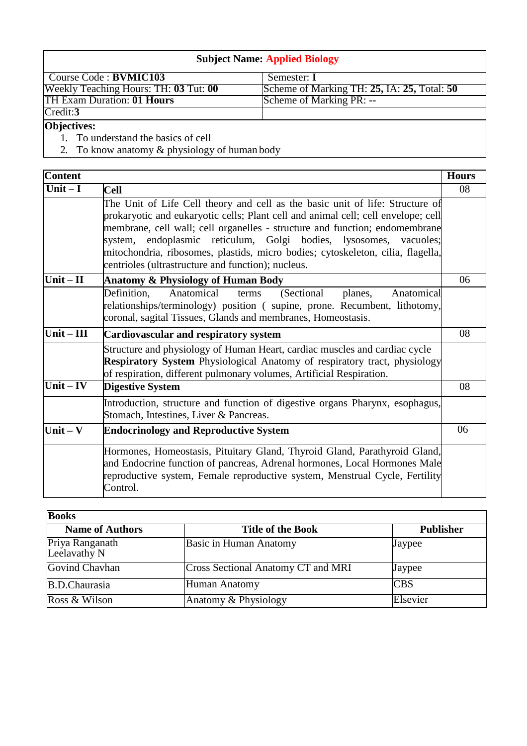| **Subject Name: Applied Biology** | |
|---|---|
| Course Code : **BVMIC103** | Semester: **I** |
| Weekly Teaching Hours: TH: **03** Tut: **00** | Scheme of Marking TH: **25,** IA: **25,** Total: **50** |
| TH Exam Duration: **01 Hours** | Scheme of Marking PR: **--** |
| Credit:**3** | |

**Objectives:**

1. To understand the basics of cell
2. To know anatomy & physiology of human body

| **Content** | | **Hours** |
|---|---|---|
| **Unit – I** | **Cell** | 08 |
| | The Unit of Life Cell theory and cell as the basic unit of life: Structure of prokaryotic and eukaryotic cells; Plant cell and animal cell; cell envelope; cell membrane, cell wall; cell organelles - structure and function; endomembrane system, endoplasmic reticulum, Golgi bodies, lysosomes, vacuoles; mitochondria, ribosomes, plastids, micro bodies; cytoskeleton, cilia, flagella, centrioles (ultrastructure and function); nucleus. | |
| **Unit – II** | **Anatomy & Physiology of Human Body** | 06 |
| | Definition, Anatomical terms (Sectional planes, Anatomical relationships/terminology) position ( supine, prone. Recumbent, lithotomy, coronal, sagital Tissues, Glands and membranes, Homeostasis. | |
| **Unit – III** | **Cardiovascular and respiratory system** | 08 |
| | Structure and physiology of Human Heart, cardiac muscles and cardiac cycle **Respiratory System** Physiological Anatomy of respiratory tract, physiology of respiration, different pulmonary volumes, Artificial Respiration. | |
| **Unit – IV** | **Digestive System** | 08 |
| | Introduction, structure and function of digestive organs Pharynx, esophagus, Stomach, Intestines, Liver & Pancreas. | |
| **Unit – V** | **Endocrinology and Reproductive System** | 06 |
| | Hormones, Homeostasis, Pituitary Gland, Thyroid Gland, Parathyroid Gland, and Endocrine function of pancreas, Adrenal hormones, Local Hormones Male reproductive system, Female reproductive system, Menstrual Cycle, Fertility Control. | |

| **Books** | | |
|---|---|---|
| **Name of Authors** | **Title of the Book** | **Publisher** |
| Priya Ranganath Leelavathy N | Basic in Human Anatomy | Jaypee |
| Govind Chavhan | Cross Sectional Anatomy CT and MRI | Jaypee |
| B.D.Chaurasia | Human Anatomy | CBS |
| Ross & Wilson | Anatomy & Physiology | Elsevier |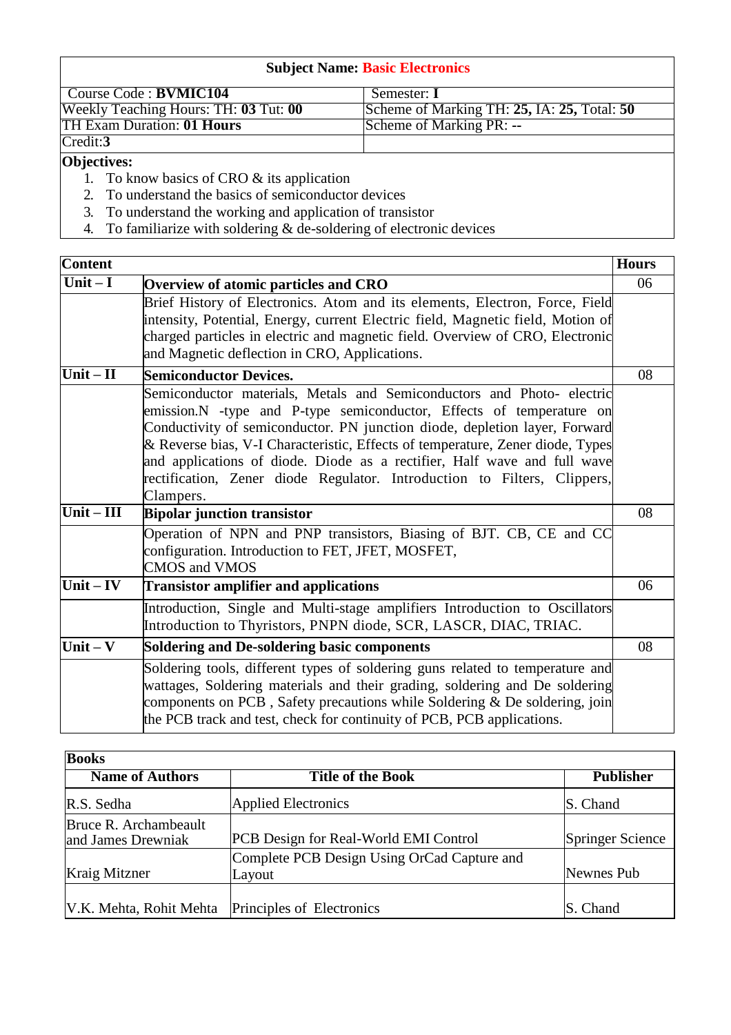**Subject Name: Basic Electronics**

| Course Code : **BVMIC104** | Semester: **I** |
|---|---|
| Weekly Teaching Hours: TH: **03** Tut: **00** | Scheme of Marking TH: **25,** IA: **25,** Total: **50** |
| TH Exam Duration: **01 Hours** | Scheme of Marking PR: **--** |
| Credit:**3** | |

**Objectives:**

1. To know basics of CRO & its application
2. To understand the basics of semiconductor devices
3. To understand the working and application of transistor
4. To familiarize with soldering & de-soldering of electronic devices

| **Content** | | **Hours** |
|---|---|---|
| **Unit – I** | **Overview of atomic particles and CRO** | 06 |
| | Brief History of Electronics. Atom and its elements, Electron, Force, Field intensity, Potential, Energy, current Electric field, Magnetic field, Motion of charged particles in electric and magnetic field. Overview of CRO, Electronic and Magnetic deflection in CRO, Applications. | |
| **Unit – II** | **Semiconductor Devices.** | 08 |
| | Semiconductor materials, Metals and Semiconductors and Photo- electric emission.N -type and P-type semiconductor, Effects of temperature on Conductivity of semiconductor. PN junction diode, depletion layer, Forward & Reverse bias, V-I Characteristic, Effects of temperature, Zener diode, Types and applications of diode. Diode as a rectifier, Half wave and full wave rectification, Zener diode Regulator. Introduction to Filters, Clippers, Clampers. | |
| **Unit – III** | **Bipolar junction transistor** | 08 |
| | Operation of NPN and PNP transistors, Biasing of BJT. CB, CE and CC configuration. Introduction to FET, JFET, MOSFET, CMOS and VMOS | |
| **Unit – IV** | **Transistor amplifier and applications** | 06 |
| | Introduction, Single and Multi-stage amplifiers Introduction to Oscillators Introduction to Thyristors, PNPN diode, SCR, LASCR, DIAC, TRIAC. | |
| **Unit – V** | **Soldering and De-soldering basic components** | 08 |
| | Soldering tools, different types of soldering guns related to temperature and wattages, Soldering materials and their grading, soldering and De soldering components on PCB , Safety precautions while Soldering & De soldering, join the PCB track and test, check for continuity of PCB, PCB applications. | |

**Books**

| **Name of Authors** | **Title of the Book** | **Publisher** |
|---|---|---|
| R.S. Sedha | Applied Electronics | S. Chand |
| Bruce R. Archambeault and James Drewniak | PCB Design for Real-World EMI Control | Springer Science |
| Kraig Mitzner | Complete PCB Design Using OrCad Capture and Layout | Newnes Pub |
| V.K. Mehta, Rohit Mehta | Principles of Electronics | S. Chand |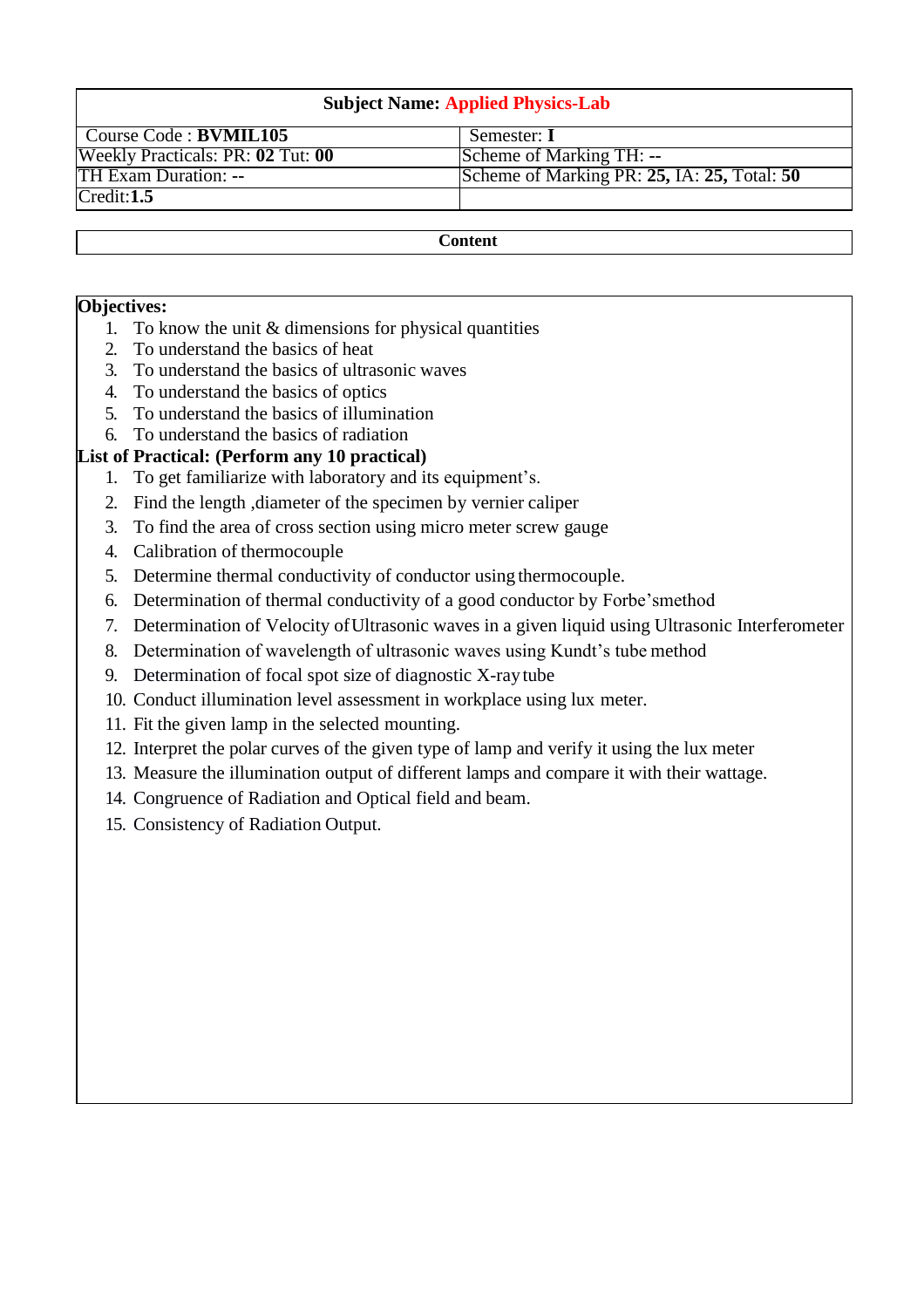| Subject Name: Applied Physics-Lab | |
|---|---|
| Course Code : **BVMIL105** | Semester: **I** |
| Weekly Practicals: PR: **02** Tut: **00** | Scheme of Marking TH: **--** |
| TH Exam Duration: **--** | Scheme of Marking PR: **25,** IA: **25,** Total: **50** |
| Credit:**1.5** | |

**Content**

**Objectives:**

1. To know the unit & dimensions for physical quantities
2. To understand the basics of heat
3. To understand the basics of ultrasonic waves
4. To understand the basics of optics
5. To understand the basics of illumination
6. To understand the basics of radiation

**List of Practical: (Perform any 10 practical)**

1. To get familiarize with laboratory and its equipment's.
2. Find the length ,diameter of the specimen by vernier caliper
3. To find the area of cross section using micro meter screw gauge
4. Calibration of thermocouple
5. Determine thermal conductivity of conductor using thermocouple.
6. Determination of thermal conductivity of a good conductor by Forbe'smethod
7. Determination of Velocity of Ultrasonic waves in a given liquid using Ultrasonic Interferometer
8. Determination of wavelength of ultrasonic waves using Kundt's tube method
9. Determination of focal spot size of diagnostic X-ray tube
10. Conduct illumination level assessment in workplace using lux meter.
11. Fit the given lamp in the selected mounting.
12. Interpret the polar curves of the given type of lamp and verify it using the lux meter
13. Measure the illumination output of different lamps and compare it with their wattage.
14. Congruence of Radiation and Optical field and beam.
15. Consistency of Radiation Output.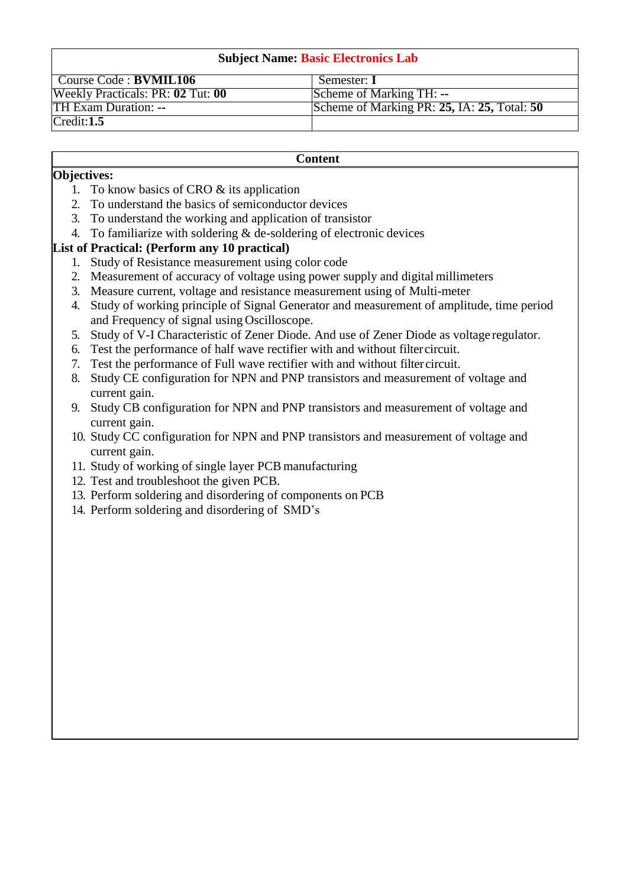| Subject Name: Basic Electronics Lab | |
| --- | --- |
| Course Code : **BVMIL106** | Semester: **I** |
| Weekly Practicals: PR: **02** Tut: **00** | Scheme of Marking TH: **--** |
| TH Exam Duration: **--** | Scheme of Marking PR: **25,** IA: **25,** Total: **50** |
| Credit:**1.5** | |

**Content**

**Objectives:**

1. To know basics of CRO & its application
2. To understand the basics of semiconductor devices
3. To understand the working and application of transistor
4. To familiarize with soldering & de-soldering of electronic devices

**List of Practical: (Perform any 10 practical)**

1. Study of Resistance measurement using color code
2. Measurement of accuracy of voltage using power supply and digital millimeters
3. Measure current, voltage and resistance measurement using of Multi-meter
4. Study of working principle of Signal Generator and measurement of amplitude, time period and Frequency of signal using Oscilloscope.
5. Study of V-I Characteristic of Zener Diode. And use of Zener Diode as voltage regulator.
6. Test the performance of half wave rectifier with and without filter circuit.
7. Test the performance of Full wave rectifier with and without filter circuit.
8. Study CE configuration for NPN and PNP transistors and measurement of voltage and current gain.
9. Study CB configuration for NPN and PNP transistors and measurement of voltage and current gain.
10. Study CC configuration for NPN and PNP transistors and measurement of voltage and current gain.
11. Study of working of single layer PCB manufacturing
12. Test and troubleshoot the given PCB.
13. Perform soldering and disordering of components on PCB
14. Perform soldering and disordering of SMD's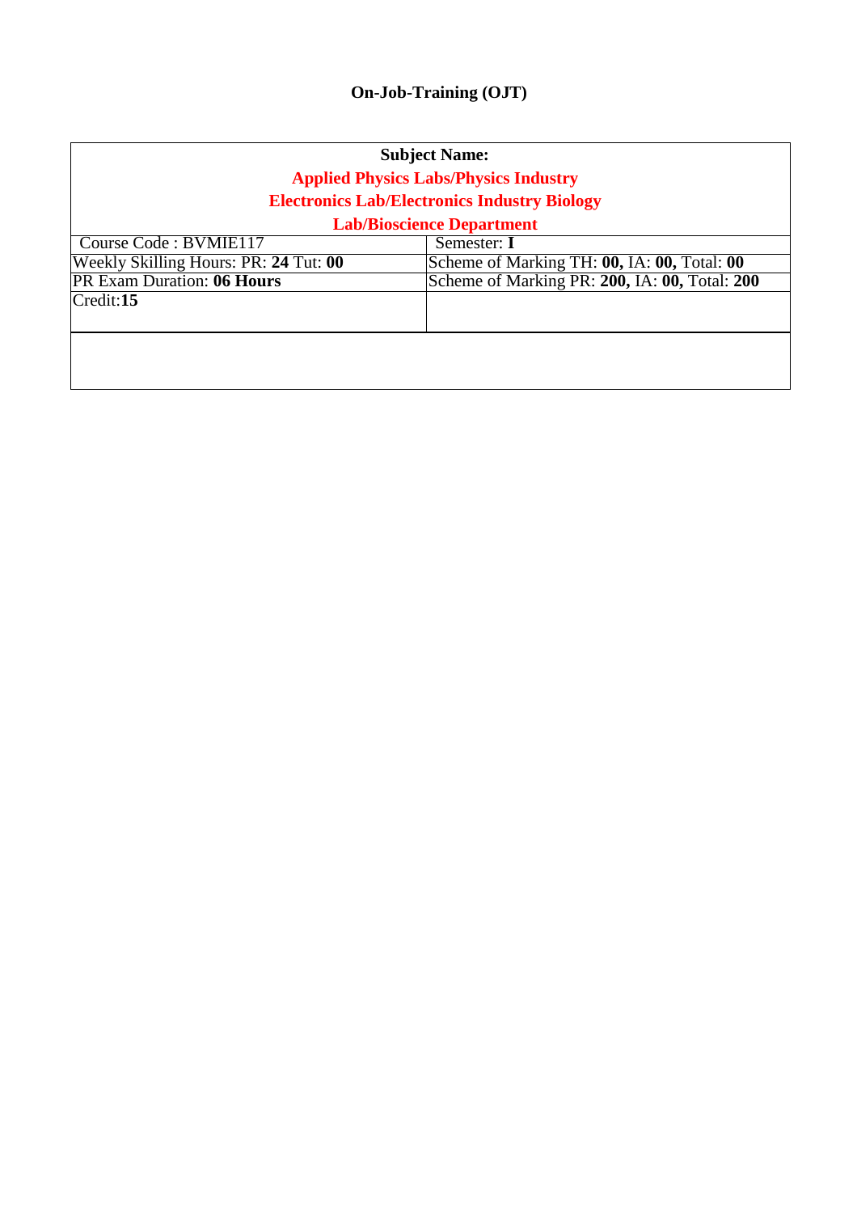# On-Job-Training (OJT)

| **Subject Name:** **Applied Physics Labs/Physics Industry Electronics Lab/Electronics Industry Biology Lab/Bioscience Department** | |
|---|---|
| Course Code : BVMIE117 | Semester: **I** |
| Weekly Skilling Hours: PR: **24** Tut: **00** | Scheme of Marking TH: **00,** IA: **00,** Total: **00** |
| PR Exam Duration: **06 Hours** | Scheme of Marking PR: **200,** IA: **00,** Total: **200** |
| Credit:**15** | |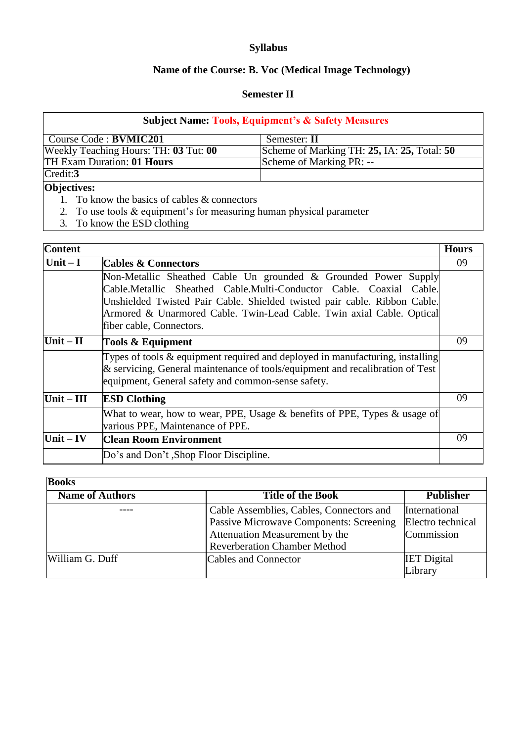**Syllabus**

**Name of the Course: B. Voc (Medical Image Technology)**

**Semester II**

| **Subject Name: Tools, Equipment's & Safety Measures** | |
|---|---|
| Course Code : **BVMIC201** | Semester: **II** |
| Weekly Teaching Hours: TH: **03** Tut: **00** | Scheme of Marking TH: **25,** IA: **25,** Total: **50** |
| TH Exam Duration: **01 Hours** | Scheme of Marking PR: **--** |
| Credit:**3** | |

**Objectives:**

1. To know the basics of cables & connectors
2. To use tools & equipment's for measuring human physical parameter
3. To know the ESD clothing

| **Content** | | **Hours** |
|---|---|---|
| **Unit – I** | **Cables & Connectors** | 09 |
| | Non-Metallic Sheathed Cable Un grounded & Grounded Power Supply Cable.Metallic Sheathed Cable.Multi-Conductor Cable. Coaxial Cable. Unshielded Twisted Pair Cable. Shielded twisted pair cable. Ribbon Cable. Armored & Unarmored Cable. Twin-Lead Cable. Twin axial Cable. Optical fiber cable, Connectors. | |
| **Unit – II** | **Tools & Equipment** | 09 |
| | Types of tools & equipment required and deployed in manufacturing, installing & servicing, General maintenance of tools/equipment and recalibration of Test equipment, General safety and common-sense safety. | |
| **Unit – III** | **ESD Clothing** | 09 |
| | What to wear, how to wear, PPE, Usage & benefits of PPE, Types & usage of various PPE, Maintenance of PPE. | |
| **Unit – IV** | **Clean Room Environment** | 09 |
| | Do's and Don't ,Shop Floor Discipline. | |

**Books**

| **Name of Authors** | **Title of the Book** | **Publisher** |
|---|---|---|
| ---- | Cable Assemblies, Cables, Connectors and Passive Microwave Components: Screening Attenuation Measurement by the Reverberation Chamber Method | International Electro technical Commission |
| William G. Duff | Cables and Connector | IET Digital Library |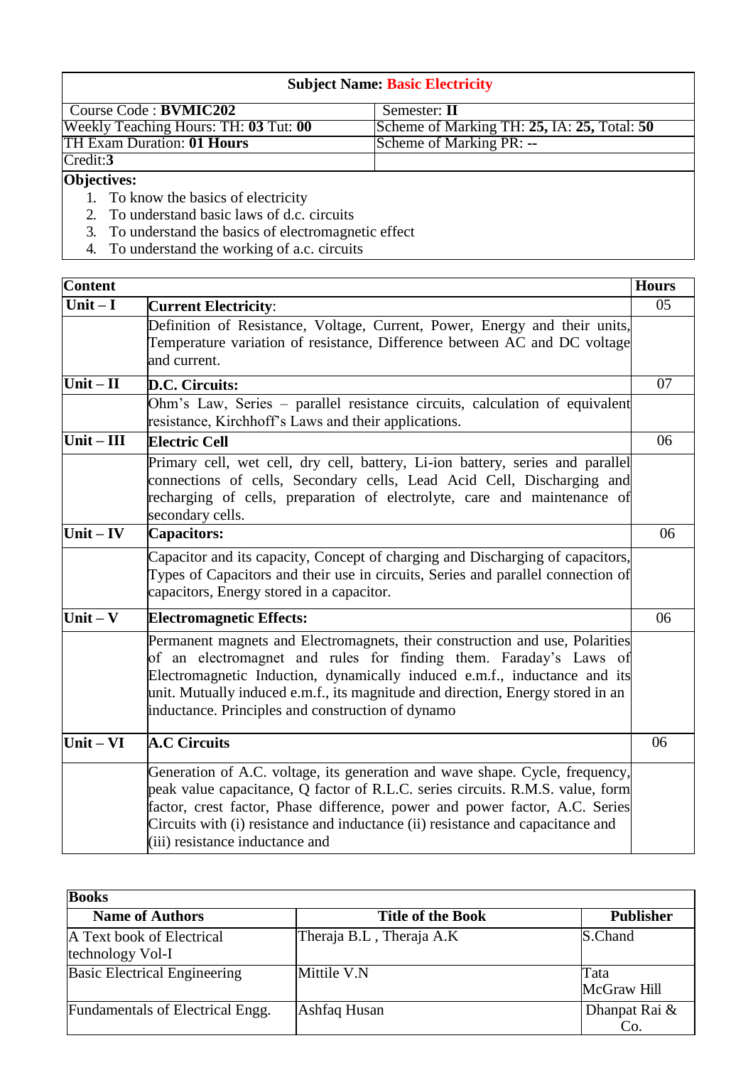| **Subject Name: Basic Electricity** | |
|---|---|
| Course Code : **BVMIC202** | Semester: **II** |
| Weekly Teaching Hours: TH: **03** Tut: **00** | Scheme of Marking TH: **25,** IA: **25,** Total: **50** |
| TH Exam Duration: **01 Hours** | Scheme of Marking PR: **--** |
| Credit:**3** | |

**Objectives:**

1. To know the basics of electricity
2. To understand basic laws of d.c. circuits
3. To understand the basics of electromagnetic effect
4. To understand the working of a.c. circuits

| **Content** | | **Hours** |
|---|---|---|
| **Unit – I** | **Current Electricity**: | 05 |
| | Definition of Resistance, Voltage, Current, Power, Energy and their units, Temperature variation of resistance, Difference between AC and DC voltage and current. | |
| **Unit – II** | **D.C. Circuits:** | 07 |
| | Ohm's Law, Series – parallel resistance circuits, calculation of equivalent resistance, Kirchhoff's Laws and their applications. | |
| **Unit – III** | **Electric Cell** | 06 |
| | Primary cell, wet cell, dry cell, battery, Li-ion battery, series and parallel connections of cells, Secondary cells, Lead Acid Cell, Discharging and recharging of cells, preparation of electrolyte, care and maintenance of secondary cells. | |
| **Unit – IV** | **Capacitors:** | 06 |
| | Capacitor and its capacity, Concept of charging and Discharging of capacitors, Types of Capacitors and their use in circuits, Series and parallel connection of capacitors, Energy stored in a capacitor. | |
| **Unit – V** | **Electromagnetic Effects:** | 06 |
| | Permanent magnets and Electromagnets, their construction and use, Polarities of an electromagnet and rules for finding them. Faraday's Laws of Electromagnetic Induction, dynamically induced e.m.f., inductance and its unit. Mutually induced e.m.f., its magnitude and direction, Energy stored in an inductance. Principles and construction of dynamo | |
| **Unit – VI** | **A.C Circuits** | 06 |
| | Generation of A.C. voltage, its generation and wave shape. Cycle, frequency, peak value capacitance, Q factor of R.L.C. series circuits. R.M.S. value, form factor, crest factor, Phase difference, power and power factor, A.C. Series Circuits with (i) resistance and inductance (ii) resistance and capacitance and (iii) resistance inductance and | |

| **Books** | | |
|---|---|---|
| **Name of Authors** | **Title of the Book** | **Publisher** |
| A Text book of Electrical technology Vol-I | Theraja B.L , Theraja A.K | S.Chand |
| Basic Electrical Engineering | Mittile V.N | Tata McGraw Hill |
| Fundamentals of Electrical Engg. | Ashfaq Husan | Dhanpat Rai & Co. |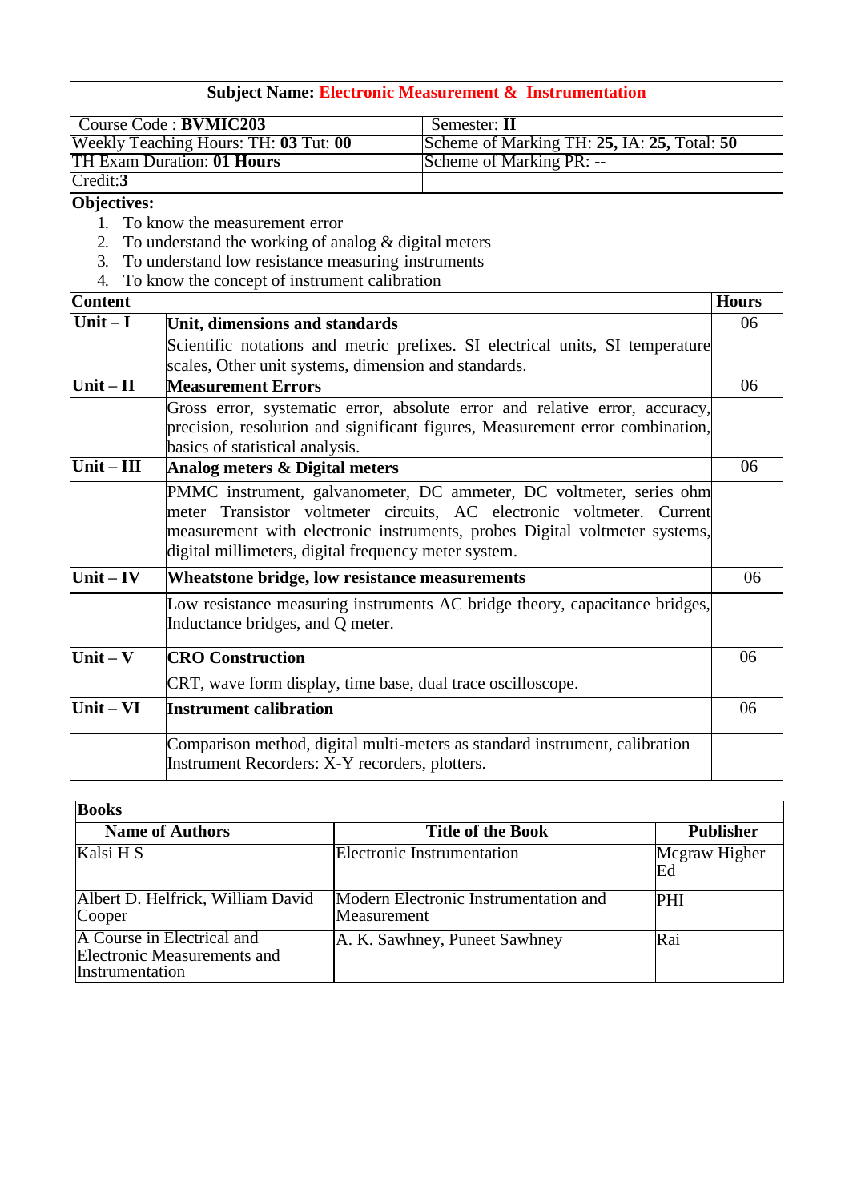**Subject Name: Electronic Measurement & Instrumentation**

| Course Code : **BVMIC203** | Semester: **II** |
|---|---|
| Weekly Teaching Hours: TH: **03** Tut: **00** | Scheme of Marking TH: **25,** IA: **25,** Total: **50** |
| TH Exam Duration: **01 Hours** | Scheme of Marking PR: **--** |
| Credit:**3** | |

**Objectives:**

1. To know the measurement error
2. To understand the working of analog & digital meters
3. To understand low resistance measuring instruments
4. To know the concept of instrument calibration

| Content | | Hours |
|---|---|---|
| **Unit – I** | **Unit, dimensions and standards** | 06 |
| | Scientific notations and metric prefixes. SI electrical units, SI temperature scales, Other unit systems, dimension and standards. | |
| **Unit – II** | **Measurement Errors** | 06 |
| | Gross error, systematic error, absolute error and relative error, accuracy, precision, resolution and significant figures, Measurement error combination, basics of statistical analysis. | |
| **Unit – III** | **Analog meters & Digital meters** | 06 |
| | PMMC instrument, galvanometer, DC ammeter, DC voltmeter, series ohm meter Transistor voltmeter circuits, AC electronic voltmeter. Current measurement with electronic instruments, probes Digital voltmeter systems, digital millimeters, digital frequency meter system. | |
| **Unit – IV** | **Wheatstone bridge, low resistance measurements** | 06 |
| | Low resistance measuring instruments AC bridge theory, capacitance bridges, Inductance bridges, and Q meter. | |
| **Unit – V** | **CRO Construction** | 06 |
| | CRT, wave form display, time base, dual trace oscilloscope. | |
| **Unit – VI** | **Instrument calibration** | 06 |
| | Comparison method, digital multi-meters as standard instrument, calibration Instrument Recorders: X-Y recorders, plotters. | |

**Books**

| Name of Authors | Title of the Book | Publisher |
|---|---|---|
| Kalsi H S | Electronic Instrumentation | Mcgraw Higher Ed |
| Albert D. Helfrick, William David Cooper | Modern Electronic Instrumentation and Measurement | PHI |
| A Course in Electrical and Electronic Measurements and Instrumentation | A. K. Sawhney, Puneet Sawhney | Rai |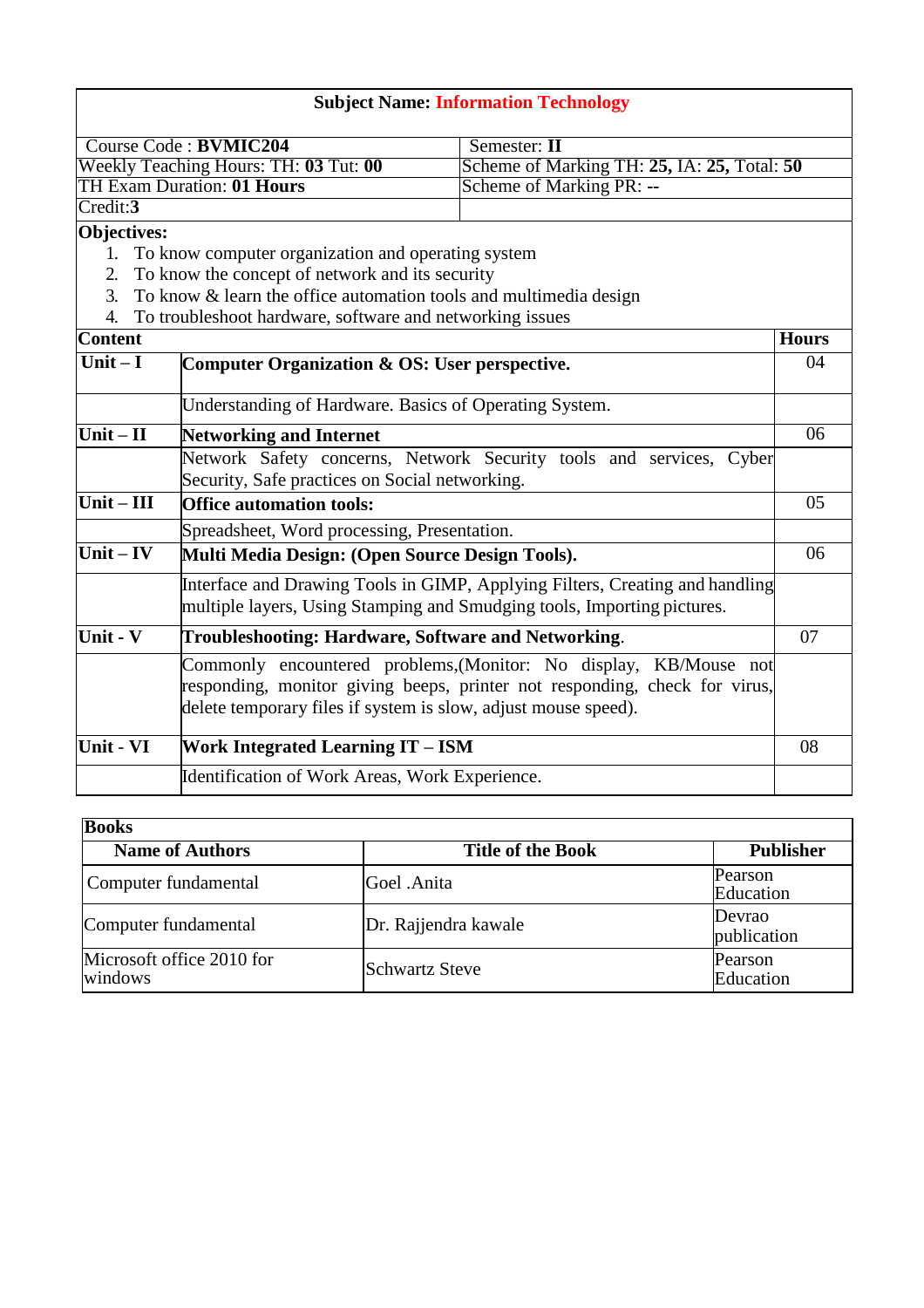**Subject Name: Information Technology**

| Course Code : **BVMIC204** | Semester: **II** |
|---|---|
| Weekly Teaching Hours: TH: **03** Tut: **00** | Scheme of Marking TH: **25,** IA: **25,** Total: **50** |
| TH Exam Duration: **01 Hours** | Scheme of Marking PR: **--** |
| Credit:**3** | |

**Objectives:**

1. To know computer organization and operating system
2. To know the concept of network and its security
3. To know & learn the office automation tools and multimedia design
4. To troubleshoot hardware, software and networking issues

| Content | | Hours |
|---|---|---|
| **Unit – I** | **Computer Organization & OS: User perspective.** | 04 |
| | Understanding of Hardware. Basics of Operating System. | |
| **Unit – II** | **Networking and Internet** | 06 |
| | Network Safety concerns, Network Security tools and services, Cyber Security, Safe practices on Social networking. | |
| **Unit – III** | **Office automation tools:** | 05 |
| | Spreadsheet, Word processing, Presentation. | |
| **Unit – IV** | **Multi Media Design: (Open Source Design Tools).** | 06 |
| | Interface and Drawing Tools in GIMP, Applying Filters, Creating and handling multiple layers, Using Stamping and Smudging tools, Importing pictures. | |
| **Unit - V** | **Troubleshooting: Hardware, Software and Networking**. | 07 |
| | Commonly encountered problems,(Monitor: No display, KB/Mouse not responding, monitor giving beeps, printer not responding, check for virus, delete temporary files if system is slow, adjust mouse speed). | |
| **Unit - VI** | **Work Integrated Learning IT – ISM** | 08 |
| | Identification of Work Areas, Work Experience. | |

**Books**

| Name of Authors | Title of the Book | Publisher |
|---|---|---|
| Computer fundamental | Goel .Anita | Pearson Education |
| Computer fundamental | Dr. Rajjendra kawale | Devrao publication |
| Microsoft office 2010 for windows | Schwartz Steve | Pearson Education |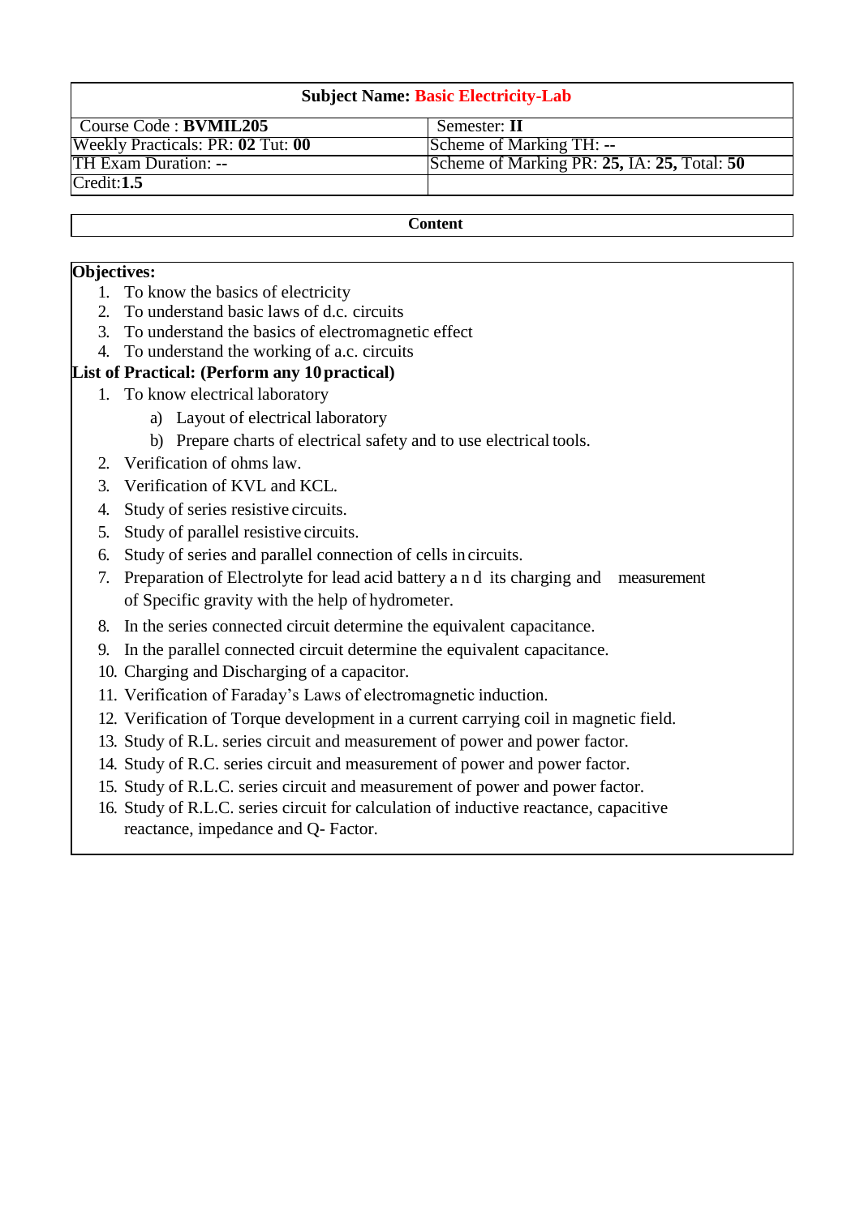| Subject Name: Basic Electricity-Lab | |
|---|---|
| Course Code : **BVMIL205** | Semester: **II** |
| Weekly Practicals: PR: **02** Tut: **00** | Scheme of Marking TH: **--** |
| TH Exam Duration: **--** | Scheme of Marking PR: **25,** IA: **25,** Total: **50** |
| Credit:**1.5** | |

**Content**

**Objectives:**

1. To know the basics of electricity
2. To understand basic laws of d.c. circuits
3. To understand the basics of electromagnetic effect
4. To understand the working of a.c. circuits

**List of Practical: (Perform any 10 practical)**

1. To know electrical laboratory
   a) Layout of electrical laboratory
   b) Prepare charts of electrical safety and to use electrical tools.
2. Verification of ohms law.
3. Verification of KVL and KCL.
4. Study of series resistive circuits.
5. Study of parallel resistive circuits.
6. Study of series and parallel connection of cells in circuits.
7. Preparation of Electrolyte for lead acid battery and its charging and measurement of Specific gravity with the help of hydrometer.
8. In the series connected circuit determine the equivalent capacitance.
9. In the parallel connected circuit determine the equivalent capacitance.
10. Charging and Discharging of a capacitor.
11. Verification of Faraday's Laws of electromagnetic induction.
12. Verification of Torque development in a current carrying coil in magnetic field.
13. Study of R.L. series circuit and measurement of power and power factor.
14. Study of R.C. series circuit and measurement of power and power factor.
15. Study of R.L.C. series circuit and measurement of power and power factor.
16. Study of R.L.C. series circuit for calculation of inductive reactance, capacitive reactance, impedance and Q- Factor.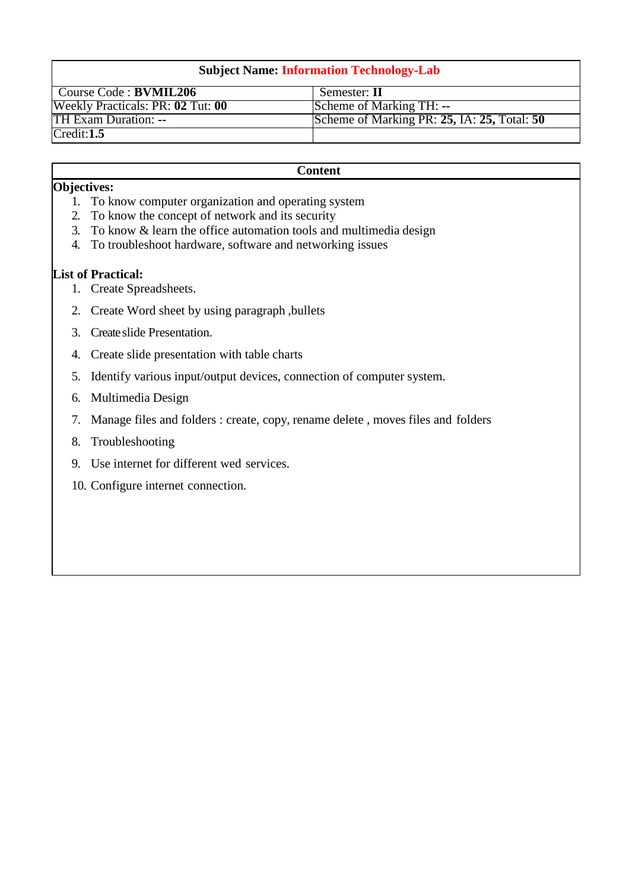| Subject Name: **Information Technology-Lab** | |
|---|---|
| Course Code : **BVMIL206** | Semester: **II** |
| Weekly Practicals: PR: **02** Tut: **00** | Scheme of Marking TH: **--** |
| TH Exam Duration: **--** | Scheme of Marking PR: **25,** IA: **25,** Total: **50** |
| Credit:**1.5** | |

**Content**

**Objectives:**

1. To know computer organization and operating system
2. To know the concept of network and its security
3. To know & learn the office automation tools and multimedia design
4. To troubleshoot hardware, software and networking issues

**List of Practical:**

1. Create Spreadsheets.
2. Create Word sheet by using paragraph ,bullets
3. Create slide Presentation.
4. Create slide presentation with table charts
5. Identify various input/output devices, connection of computer system.
6. Multimedia Design
7. Manage files and folders : create, copy, rename delete , moves files and folders
8. Troubleshooting
9. Use internet for different wed services.
10. Configure internet connection.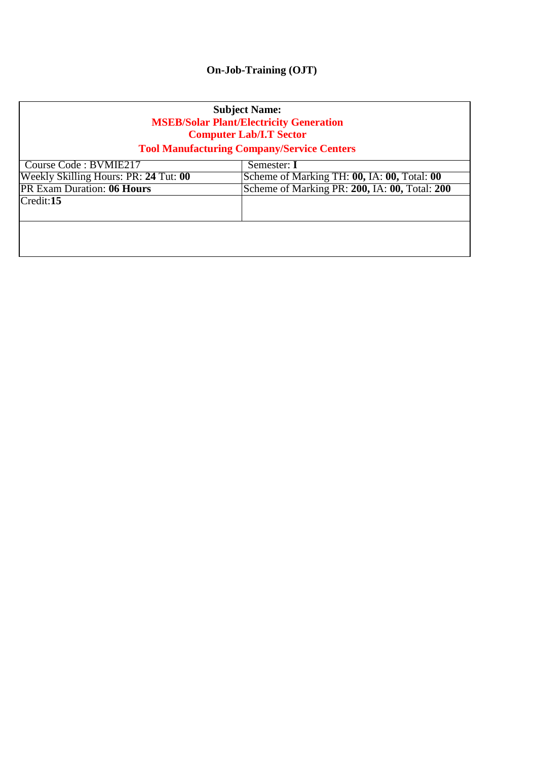# On-Job-Training (OJT)

| **Subject Name:**<br>**MSEB/Solar Plant/Electricity Generation**<br>**Computer Lab/I.T Sector**<br>**Tool Manufacturing Company/Service Centers** | |
|---|---|
| Course Code : BVMIE217 | Semester: **I** |
| Weekly Skilling Hours: PR: **24** Tut: **00** | Scheme of Marking TH: **00,** IA: **00,** Total: **00** |
| PR Exam Duration: **06 Hours** | Scheme of Marking PR: **200,** IA: **00,** Total: **200** |
| Credit:**15** | |
| | |